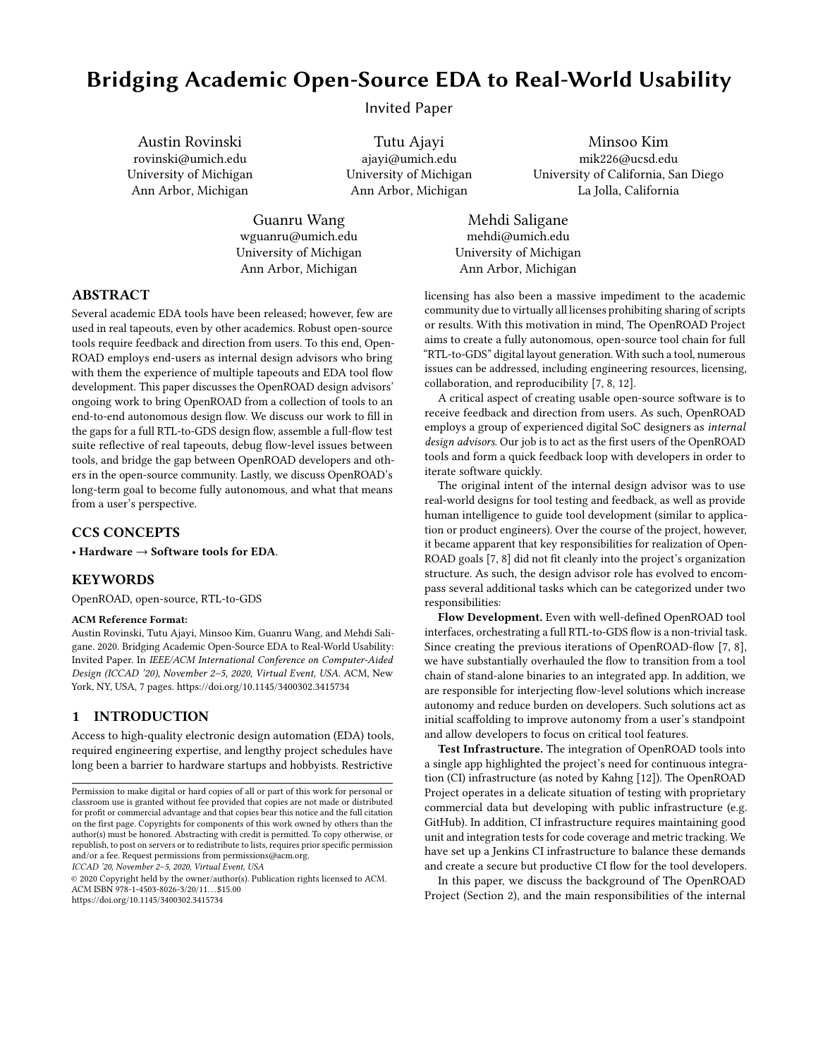# Bridging Academic Open-Source EDA to Real-World Usability

Invited Paper

Austin Rovinski
rovinski@umich.edu
University of Michigan
Ann Arbor, Michigan

Tutu Ajayi
ajayi@umich.edu
University of Michigan
Ann Arbor, Michigan

Minsoo Kim
mik226@ucsd.edu
University of California, San Diego
La Jolla, California

Guanru Wang
wguanru@umich.edu
University of Michigan
Ann Arbor, Michigan

Mehdi Saligane
mehdi@umich.edu
University of Michigan
Ann Arbor, Michigan

## ABSTRACT

Several academic EDA tools have been released; however, few are used in real tapeouts, even by other academics. Robust open-source tools require feedback and direction from users. To this end, OpenROAD employs end-users as internal design advisors who bring with them the experience of multiple tapeouts and EDA tool flow development. This paper discusses the OpenROAD design advisors' ongoing work to bring OpenROAD from a collection of tools to an end-to-end autonomous design flow. We discuss our work to fill in the gaps for a full RTL-to-GDS design flow, assemble a full-flow test suite reflective of real tapeouts, debug flow-level issues between tools, and bridge the gap between OpenROAD developers and others in the open-source community. Lastly, we discuss OpenROAD's long-term goal to become fully autonomous, and what that means from a user's perspective.

## CCS CONCEPTS

• **Hardware → Software tools for EDA**.

## KEYWORDS

OpenROAD, open-source, RTL-to-GDS

**ACM Reference Format:**
Austin Rovinski, Tutu Ajayi, Minsoo Kim, Guanru Wang, and Mehdi Saligane. 2020. Bridging Academic Open-Source EDA to Real-World Usability: Invited Paper. In *IEEE/ACM International Conference on Computer-Aided Design (ICCAD '20), November 2–5, 2020, Virtual Event, USA.* ACM, New York, NY, USA, 7 pages. https://doi.org/10.1145/3400302.3415734

## 1 INTRODUCTION

Access to high-quality electronic design automation (EDA) tools, required engineering expertise, and lengthy project schedules have long been a barrier to hardware startups and hobbyists. Restrictive licensing has also been a massive impediment to the academic community due to virtually all licenses prohibiting sharing of scripts or results. With this motivation in mind, The OpenROAD Project aims to create a fully autonomous, open-source tool chain for full "RTL-to-GDS" digital layout generation. With such a tool, numerous issues can be addressed, including engineering resources, licensing, collaboration, and reproducibility [7, 8, 12].

A critical aspect of creating usable open-source software is to receive feedback and direction from users. As such, OpenROAD employs a group of experienced digital SoC designers as *internal design advisors*. Our job is to act as the first users of the OpenROAD tools and form a quick feedback loop with developers in order to iterate software quickly.

The original intent of the internal design advisor was to use real-world designs for tool testing and feedback, as well as provide human intelligence to guide tool development (similar to application or product engineers). Over the course of the project, however, it became apparent that key responsibilities for realization of OpenROAD goals [7, 8] did not fit cleanly into the project's organization structure. As such, the design advisor role has evolved to encompass several additional tasks which can be categorized under two responsibilities:

**Flow Development.** Even with well-defined OpenROAD tool interfaces, orchestrating a full RTL-to-GDS flow is a non-trivial task. Since creating the previous iterations of OpenROAD-flow [7, 8], we have substantially overhauled the flow to transition from a tool chain of stand-alone binaries to an integrated app. In addition, we are responsible for interjecting flow-level solutions which increase autonomy and reduce burden on developers. Such solutions act as initial scaffolding to improve autonomy from a user's standpoint and allow developers to focus on critical tool features.

**Test Infrastructure.** The integration of OpenROAD tools into a single app highlighted the project's need for continuous integration (CI) infrastructure (as noted by Kahng [12]). The OpenROAD Project operates in a delicate situation of testing with proprietary commercial data but developing with public infrastructure (e.g. GitHub). In addition, CI infrastructure requires maintaining good unit and integration tests for code coverage and metric tracking. We have set up a Jenkins CI infrastructure to balance these demands and create a secure but productive CI flow for the tool developers.

In this paper, we discuss the background of The OpenROAD Project (Section 2), and the main responsibilities of the internal

Permission to make digital or hard copies of all or part of this work for personal or classroom use is granted without fee provided that copies are not made or distributed for profit or commercial advantage and that copies bear this notice and the full citation on the first page. Copyrights for components of this work owned by others than the author(s) must be honored. Abstracting with credit is permitted. To copy otherwise, or republish, to post on servers or to redistribute to lists, requires prior specific permission and/or a fee. Request permissions from permissions@acm.org.
*ICCAD '20, November 2–5, 2020, Virtual Event, USA*
© 2020 Copyright held by the owner/author(s). Publication rights licensed to ACM.
ACM ISBN 978-1-4503-8026-3/20/11...$15.00
https://doi.org/10.1145/3400302.3415734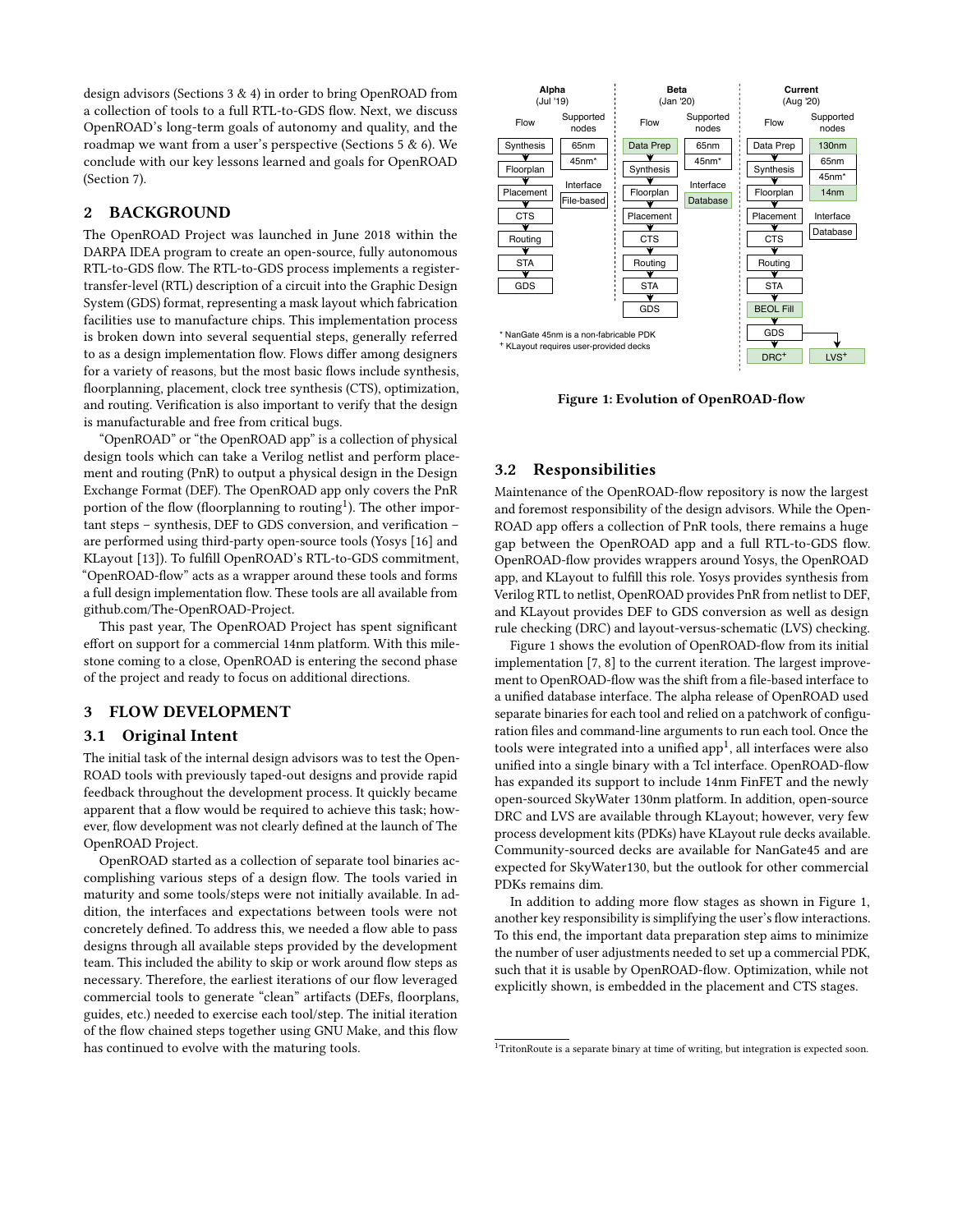design advisors (Sections 3 & 4) in order to bring OpenROAD from a collection of tools to a full RTL-to-GDS flow. Next, we discuss OpenROAD's long-term goals of autonomy and quality, and the roadmap we want from a user's perspective (Sections 5 & 6). We conclude with our key lessons learned and goals for OpenROAD (Section 7).

## 2 BACKGROUND

The OpenROAD Project was launched in June 2018 within the DARPA IDEA program to create an open-source, fully autonomous RTL-to-GDS flow. The RTL-to-GDS process implements a register-transfer-level (RTL) description of a circuit into the Graphic Design System (GDS) format, representing a mask layout which fabrication facilities use to manufacture chips. This implementation process is broken down into several sequential steps, generally referred to as a design implementation flow. Flows differ among designers for a variety of reasons, but the most basic flows include synthesis, floorplanning, placement, clock tree synthesis (CTS), optimization, and routing. Verification is also important to verify that the design is manufacturable and free from critical bugs.

"OpenROAD" or "the OpenROAD app" is a collection of physical design tools which can take a Verilog netlist and perform placement and routing (PnR) to output a physical design in the Design Exchange Format (DEF). The OpenROAD app only covers the PnR portion of the flow (floorplanning to routing[1]). The other important steps – synthesis, DEF to GDS conversion, and verification – are performed using third-party open-source tools (Yosys [16] and KLayout [13]). To fulfill OpenROAD's RTL-to-GDS commitment, "OpenROAD-flow" acts as a wrapper around these tools and forms a full design implementation flow. These tools are all available from github.com/The-OpenROAD-Project.

This past year, The OpenROAD Project has spent significant effort on support for a commercial 14nm platform. With this milestone coming to a close, OpenROAD is entering the second phase of the project and ready to focus on additional directions.

## 3 FLOW DEVELOPMENT

### 3.1 Original Intent

The initial task of the internal design advisors was to test the OpenROAD tools with previously taped-out designs and provide rapid feedback throughout the development process. It quickly became apparent that a flow would be required to achieve this task; however, flow development was not clearly defined at the launch of The OpenROAD Project.

OpenROAD started as a collection of separate tool binaries accomplishing various steps of a design flow. The tools varied in maturity and some tools/steps were not initially available. In addition, the interfaces and expectations between tools were not concretely defined. To address this, we needed a flow able to pass designs through all available steps provided by the development team. This included the ability to skip or work around flow steps as necessary. Therefore, the earliest iterations of our flow leveraged commercial tools to generate "clean" artifacts (DEFs, floorplans, guides, etc.) needed to exercise each tool/step. The initial iteration of the flow chained steps together using GNU Make, and this flow has continued to evolve with the maturing tools.

| Alpha (Jul '19) Flow | Supported nodes | Beta (Jan '20) Flow | Supported nodes | Current (Aug '20) Flow | Supported nodes |
|---|---|---|---|---|---|
| Synthesis | 65nm | Data Prep | 65nm | Data Prep | 130nm |
| Floorplan | 45nm* | Synthesis | 45nm* | Synthesis | 65nm |
| Placement | Interface: File-based | Floorplan | Interface: Database | Floorplan | 45nm* |
| CTS | | Placement | | Placement | 14nm |
| Routing | | CTS | | CTS | Interface: Database |
| STA | | Routing | | Routing | |
| GDS | | STA | | STA | |
| | | GDS | | BEOL Fill | |
| | | | | GDS | |
| | | | | DRC⁺, LVS⁺ | |

\* NanGate 45nm is a non-fabricable PDK
⁺ KLayout requires user-provided decks

**Figure 1: Evolution of OpenROAD-flow**

### 3.2 Responsibilities

Maintenance of the OpenROAD-flow repository is now the largest and foremost responsibility of the design advisors. While the OpenROAD app offers a collection of PnR tools, there remains a huge gap between the OpenROAD app and a full RTL-to-GDS flow. OpenROAD-flow provides wrappers around Yosys, the OpenROAD app, and KLayout to fulfill this role. Yosys provides synthesis from Verilog RTL to netlist, OpenROAD provides PnR from netlist to DEF, and KLayout provides DEF to GDS conversion as well as design rule checking (DRC) and layout-versus-schematic (LVS) checking.

Figure 1 shows the evolution of OpenROAD-flow from its initial implementation [7, 8] to the current iteration. The largest improvement to OpenROAD-flow was the shift from a file-based interface to a unified database interface. The alpha release of OpenROAD used separate binaries for each tool and relied on a patchwork of configuration files and command-line arguments to run each tool. Once the tools were integrated into a unified app[1], all interfaces were also unified into a single binary with a Tcl interface. OpenROAD-flow has expanded its support to include 14nm FinFET and the newly open-sourced SkyWater 130nm platform. In addition, open-source DRC and LVS are available through KLayout; however, very few process development kits (PDKs) have KLayout rule decks available. Community-sourced decks are available for NanGate45 and are expected for SkyWater130, but the outlook for other commercial PDKs remains dim.

In addition to adding more flow stages as shown in Figure 1, another key responsibility is simplifying the user's flow interactions. To this end, the important data preparation step aims to minimize the number of user adjustments needed to set up a commercial PDK, such that it is usable by OpenROAD-flow. Optimization, while not explicitly shown, is embedded in the placement and CTS stages.

[1] TritonRoute is a separate binary at time of writing, but integration is expected soon.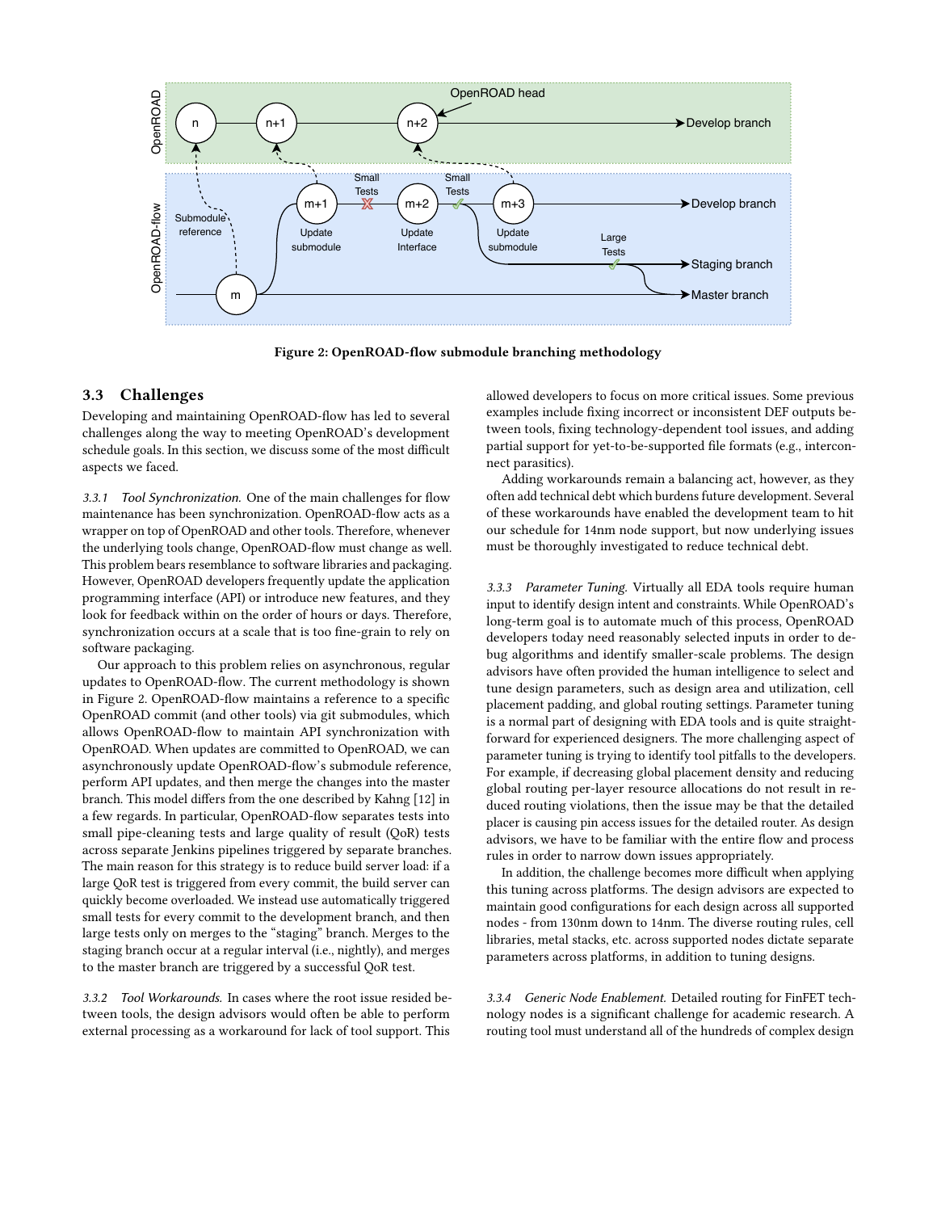Figure 2: OpenROAD-flow submodule branching methodology

### 3.3 Challenges

Developing and maintaining OpenROAD-flow has led to several challenges along the way to meeting OpenROAD's development schedule goals. In this section, we discuss some of the most difficult aspects we faced.

*3.3.1 Tool Synchronization.* One of the main challenges for flow maintenance has been synchronization. OpenROAD-flow acts as a wrapper on top of OpenROAD and other tools. Therefore, whenever the underlying tools change, OpenROAD-flow must change as well. This problem bears resemblance to software libraries and packaging. However, OpenROAD developers frequently update the application programming interface (API) or introduce new features, and they look for feedback within on the order of hours or days. Therefore, synchronization occurs at a scale that is too fine-grain to rely on software packaging.

Our approach to this problem relies on asynchronous, regular updates to OpenROAD-flow. The current methodology is shown in Figure 2. OpenROAD-flow maintains a reference to a specific OpenROAD commit (and other tools) via git submodules, which allows OpenROAD-flow to maintain API synchronization with OpenROAD. When updates are committed to OpenROAD, we can asynchronously update OpenROAD-flow's submodule reference, perform API updates, and then merge the changes into the master branch. This model differs from the one described by Kahng [12] in a few regards. In particular, OpenROAD-flow separates tests into small pipe-cleaning tests and large quality of result (QoR) tests across separate Jenkins pipelines triggered by separate branches. The main reason for this strategy is to reduce build server load: if a large QoR test is triggered from every commit, the build server can quickly become overloaded. We instead use automatically triggered small tests for every commit to the development branch, and then large tests only on merges to the "staging" branch. Merges to the staging branch occur at a regular interval (i.e., nightly), and merges to the master branch are triggered by a successful QoR test.

*3.3.2 Tool Workarounds.* In cases where the root issue resided between tools, the design advisors would often be able to perform external processing as a workaround for lack of tool support. This allowed developers to focus on more critical issues. Some previous examples include fixing incorrect or inconsistent DEF outputs between tools, fixing technology-dependent tool issues, and adding partial support for yet-to-be-supported file formats (e.g., interconnect parasitics).

Adding workarounds remain a balancing act, however, as they often add technical debt which burdens future development. Several of these workarounds have enabled the development team to hit our schedule for 14nm node support, but now underlying issues must be thoroughly investigated to reduce technical debt.

*3.3.3 Parameter Tuning.* Virtually all EDA tools require human input to identify design intent and constraints. While OpenROAD's long-term goal is to automate much of this process, OpenROAD developers today need reasonably selected inputs in order to debug algorithms and identify smaller-scale problems. The design advisors have often provided the human intelligence to select and tune design parameters, such as design area and utilization, cell placement padding, and global routing settings. Parameter tuning is a normal part of designing with EDA tools and is quite straightforward for experienced designers. The more challenging aspect of parameter tuning is trying to identify tool pitfalls to the developers. For example, if decreasing global placement density and reducing global routing per-layer resource allocations do not result in reduced routing violations, then the issue may be that the detailed placer is causing pin access issues for the detailed router. As design advisors, we have to be familiar with the entire flow and process rules in order to narrow down issues appropriately.

In addition, the challenge becomes more difficult when applying this tuning across platforms. The design advisors are expected to maintain good configurations for each design across all supported nodes - from 130nm down to 14nm. The diverse routing rules, cell libraries, metal stacks, etc. across supported nodes dictate separate parameters across platforms, in addition to tuning designs.

*3.3.4 Generic Node Enablement.* Detailed routing for FinFET technology nodes is a significant challenge for academic research. A routing tool must understand all of the hundreds of complex design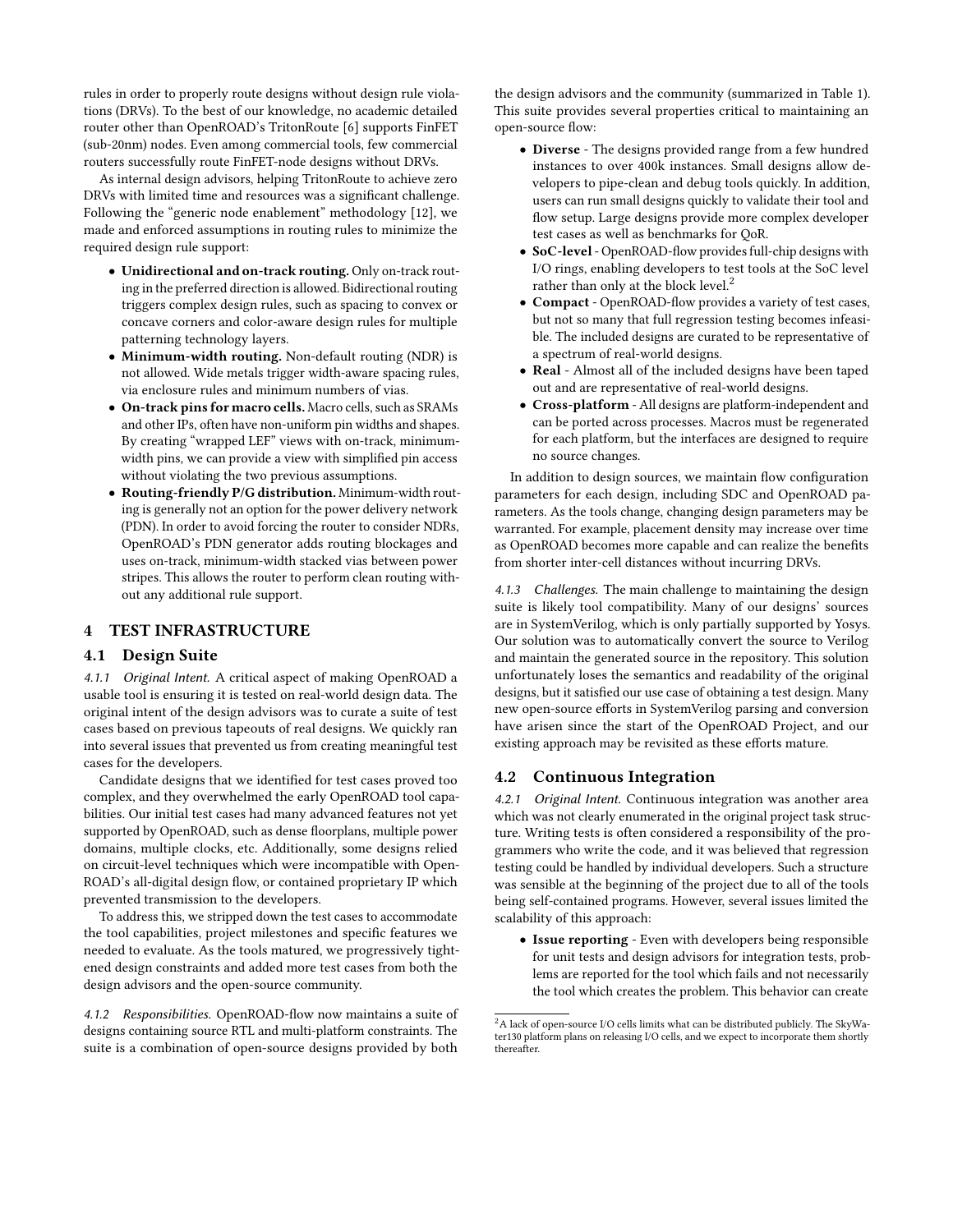rules in order to properly route designs without design rule violations (DRVs). To the best of our knowledge, no academic detailed router other than OpenROAD's TritonRoute [6] supports FinFET (sub-20nm) nodes. Even among commercial tools, few commercial routers successfully route FinFET-node designs without DRVs.

As internal design advisors, helping TritonRoute to achieve zero DRVs with limited time and resources was a significant challenge. Following the "generic node enablement" methodology [12], we made and enforced assumptions in routing rules to minimize the required design rule support:

- **Unidirectional and on-track routing.** Only on-track routing in the preferred direction is allowed. Bidirectional routing triggers complex design rules, such as spacing to convex or concave corners and color-aware design rules for multiple patterning technology layers.
- **Minimum-width routing.** Non-default routing (NDR) is not allowed. Wide metals trigger width-aware spacing rules, via enclosure rules and minimum numbers of vias.
- **On-track pins for macro cells.** Macro cells, such as SRAMs and other IPs, often have non-uniform pin widths and shapes. By creating "wrapped LEF" views with on-track, minimum-width pins, we can provide a view with simplified pin access without violating the two previous assumptions.
- **Routing-friendly P/G distribution.** Minimum-width routing is generally not an option for the power delivery network (PDN). In order to avoid forcing the router to consider NDRs, OpenROAD's PDN generator adds routing blockages and uses on-track, minimum-width stacked vias between power stripes. This allows the router to perform clean routing without any additional rule support.

## 4 TEST INFRASTRUCTURE

### 4.1 Design Suite

*4.1.1 Original Intent.* A critical aspect of making OpenROAD a usable tool is ensuring it is tested on real-world design data. The original intent of the design advisors was to curate a suite of test cases based on previous tapeouts of real designs. We quickly ran into several issues that prevented us from creating meaningful test cases for the developers.

Candidate designs that we identified for test cases proved too complex, and they overwhelmed the early OpenROAD tool capabilities. Our initial test cases had many advanced features not yet supported by OpenROAD, such as dense floorplans, multiple power domains, multiple clocks, etc. Additionally, some designs relied on circuit-level techniques which were incompatible with OpenROAD's all-digital design flow, or contained proprietary IP which prevented transmission to the developers.

To address this, we stripped down the test cases to accommodate the tool capabilities, project milestones and specific features we needed to evaluate. As the tools matured, we progressively tightened design constraints and added more test cases from both the design advisors and the open-source community.

*4.1.2 Responsibilities.* OpenROAD-flow now maintains a suite of designs containing source RTL and multi-platform constraints. The suite is a combination of open-source designs provided by both the design advisors and the community (summarized in Table 1). This suite provides several properties critical to maintaining an open-source flow:

- **Diverse** - The designs provided range from a few hundred instances to over 400k instances. Small designs allow developers to pipe-clean and debug tools quickly. In addition, users can run small designs quickly to validate their tool and flow setup. Large designs provide more complex developer test cases as well as benchmarks for QoR.
- **SoC-level** - OpenROAD-flow provides full-chip designs with I/O rings, enabling developers to test tools at the SoC level rather than only at the block level.[2]
- **Compact** - OpenROAD-flow provides a variety of test cases, but not so many that full regression testing becomes infeasible. The included designs are curated to be representative of a spectrum of real-world designs.
- **Real** - Almost all of the included designs have been taped out and are representative of real-world designs.
- **Cross-platform** - All designs are platform-independent and can be ported across processes. Macros must be regenerated for each platform, but the interfaces are designed to require no source changes.

In addition to design sources, we maintain flow configuration parameters for each design, including SDC and OpenROAD parameters. As the tools change, changing design parameters may be warranted. For example, placement density may increase over time as OpenROAD becomes more capable and can realize the benefits from shorter inter-cell distances without incurring DRVs.

*4.1.3 Challenges.* The main challenge to maintaining the design suite is likely tool compatibility. Many of our designs' sources are in SystemVerilog, which is only partially supported by Yosys. Our solution was to automatically convert the source to Verilog and maintain the generated source in the repository. This solution unfortunately loses the semantics and readability of the original designs, but it satisfied our use case of obtaining a test design. Many new open-source efforts in SystemVerilog parsing and conversion have arisen since the start of the OpenROAD Project, and our existing approach may be revisited as these efforts mature.

### 4.2 Continuous Integration

*4.2.1 Original Intent.* Continuous integration was another area which was not clearly enumerated in the original project task structure. Writing tests is often considered a responsibility of the programmers who write the code, and it was believed that regression testing could be handled by individual developers. Such a structure was sensible at the beginning of the project due to all of the tools being self-contained programs. However, several issues limited the scalability of this approach:

- **Issue reporting** - Even with developers being responsible for unit tests and design advisors for integration tests, problems are reported for the tool which fails and not necessarily the tool which creates the problem. This behavior can create

[2] A lack of open-source I/O cells limits what can be distributed publicly. The SkyWater130 platform plans on releasing I/O cells, and we expect to incorporate them shortly thereafter.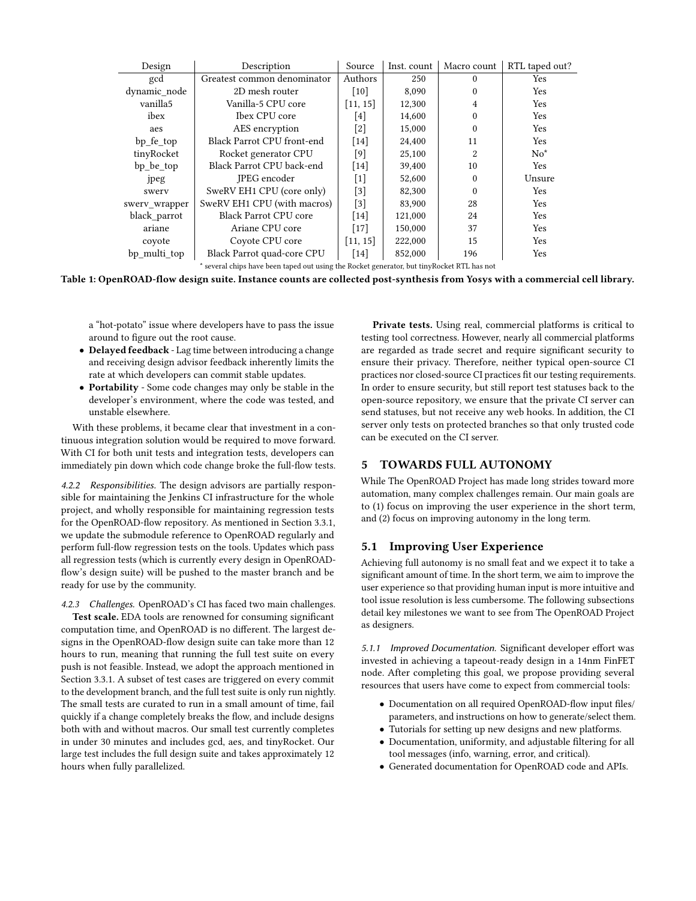| Design | Description | Source | Inst. count | Macro count | RTL taped out? |
|---|---|---|---|---|---|
| gcd | Greatest common denominator | Authors | 250 | 0 | Yes |
| dynamic_node | 2D mesh router | [10] | 8,090 | 0 | Yes |
| vanilla5 | Vanilla-5 CPU core | [11, 15] | 12,300 | 4 | Yes |
| ibex | Ibex CPU core | [4] | 14,600 | 0 | Yes |
| aes | AES encryption | [2] | 15,000 | 0 | Yes |
| bp_fe_top | Black Parrot CPU front-end | [14] | 24,400 | 11 | Yes |
| tinyRocket | Rocket generator CPU | [9] | 25,100 | 2 | No* |
| bp_be_top | Black Parrot CPU back-end | [14] | 39,400 | 10 | Yes |
| jpeg | JPEG encoder | [1] | 52,600 | 0 | Unsure |
| swerv | SweRV EH1 CPU (core only) | [3] | 82,300 | 0 | Yes |
| swerv_wrapper | SweRV EH1 CPU (with macros) | [3] | 83,900 | 28 | Yes |
| black_parrot | Black Parrot CPU core | [14] | 121,000 | 24 | Yes |
| ariane | Ariane CPU core | [17] | 150,000 | 37 | Yes |
| coyote | Coyote CPU core | [11, 15] | 222,000 | 15 | Yes |
| bp_multi_top | Black Parrot quad-core CPU | [14] | 852,000 | 196 | Yes |

* several chips have been taped out using the Rocket generator, but tinyRocket RTL has not

**Table 1: OpenROAD-flow design suite. Instance counts are collected post-synthesis from Yosys with a commercial cell library.**

a "hot-potato" issue where developers have to pass the issue around to figure out the root cause.

- **Delayed feedback** - Lag time between introducing a change and receiving design advisor feedback inherently limits the rate at which developers can commit stable updates.
- **Portability** - Some code changes may only be stable in the developer's environment, where the code was tested, and unstable elsewhere.

With these problems, it became clear that investment in a continuous integration solution would be required to move forward. With CI for both unit tests and integration tests, developers can immediately pin down which code change broke the full-flow tests.

*4.2.2 Responsibilities.* The design advisors are partially responsible for maintaining the Jenkins CI infrastructure for the whole project, and wholly responsible for maintaining regression tests for the OpenROAD-flow repository. As mentioned in Section 3.3.1, we update the submodule reference to OpenROAD regularly and perform full-flow regression tests on the tools. Updates which pass all regression tests (which is currently every design in OpenROAD-flow's design suite) will be pushed to the master branch and be ready for use by the community.

*4.2.3 Challenges.* OpenROAD's CI has faced two main challenges.

**Test scale.** EDA tools are renowned for consuming significant computation time, and OpenROAD is no different. The largest designs in the OpenROAD-flow design suite can take more than 12 hours to run, meaning that running the full test suite on every push is not feasible. Instead, we adopt the approach mentioned in Section 3.3.1. A subset of test cases are triggered on every commit to the development branch, and the full test suite is only run nightly. The small tests are curated to run in a small amount of time, fail quickly if a change completely breaks the flow, and include designs both with and without macros. Our small test currently completes in under 30 minutes and includes gcd, aes, and tinyRocket. Our large test includes the full design suite and takes approximately 12 hours when fully parallelized.

**Private tests.** Using real, commercial platforms is critical to testing tool correctness. However, nearly all commercial platforms are regarded as trade secret and require significant security to ensure their privacy. Therefore, neither typical open-source CI practices nor closed-source CI practices fit our testing requirements. In order to ensure security, but still report test statuses back to the open-source repository, we ensure that the private CI server can send statuses, but not receive any web hooks. In addition, the CI server only tests on protected branches so that only trusted code can be executed on the CI server.

## 5 TOWARDS FULL AUTONOMY

While The OpenROAD Project has made long strides toward more automation, many complex challenges remain. Our main goals are to (1) focus on improving the user experience in the short term, and (2) focus on improving autonomy in the long term.

### 5.1 Improving User Experience

Achieving full autonomy is no small feat and we expect it to take a significant amount of time. In the short term, we aim to improve the user experience so that providing human input is more intuitive and tool issue resolution is less cumbersome. The following subsections detail key milestones we want to see from The OpenROAD Project as designers.

*5.1.1 Improved Documentation.* Significant developer effort was invested in achieving a tapeout-ready design in a 14nm FinFET node. After completing this goal, we propose providing several resources that users have come to expect from commercial tools:

- Documentation on all required OpenROAD-flow input files/ parameters, and instructions on how to generate/select them.
- Tutorials for setting up new designs and new platforms.
- Documentation, uniformity, and adjustable filtering for all tool messages (info, warning, error, and critical).
- Generated documentation for OpenROAD code and APIs.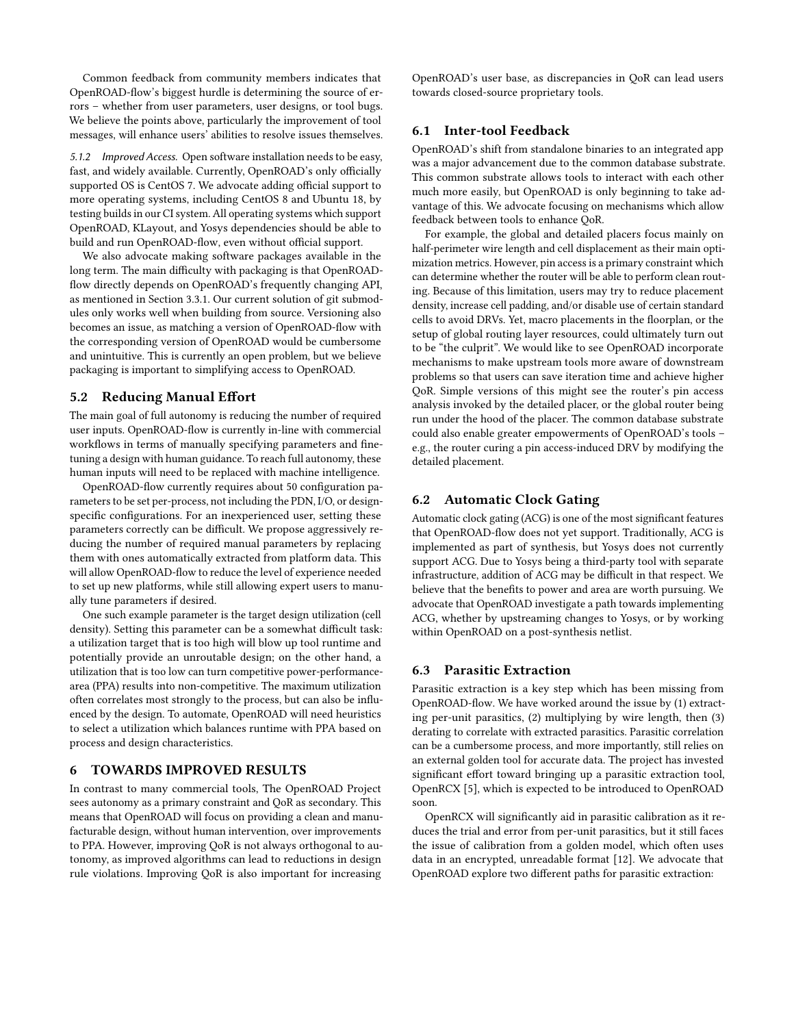Common feedback from community members indicates that OpenROAD-flow's biggest hurdle is determining the source of errors – whether from user parameters, user designs, or tool bugs. We believe the points above, particularly the improvement of tool messages, will enhance users' abilities to resolve issues themselves.

#### 5.1.2 Improved Access.

Open software installation needs to be easy, fast, and widely available. Currently, OpenROAD's only officially supported OS is CentOS 7. We advocate adding official support to more operating systems, including CentOS 8 and Ubuntu 18, by testing builds in our CI system. All operating systems which support OpenROAD, KLayout, and Yosys dependencies should be able to build and run OpenROAD-flow, even without official support.

We also advocate making software packages available in the long term. The main difficulty with packaging is that OpenROAD-flow directly depends on OpenROAD's frequently changing API, as mentioned in Section 3.3.1. Our current solution of git submodules only works well when building from source. Versioning also becomes an issue, as matching a version of OpenROAD-flow with the corresponding version of OpenROAD would be cumbersome and unintuitive. This is currently an open problem, but we believe packaging is important to simplifying access to OpenROAD.

### 5.2 Reducing Manual Effort

The main goal of full autonomy is reducing the number of required user inputs. OpenROAD-flow is currently in-line with commercial workflows in terms of manually specifying parameters and fine-tuning a design with human guidance. To reach full autonomy, these human inputs will need to be replaced with machine intelligence.

OpenROAD-flow currently requires about 50 configuration parameters to be set per-process, not including the PDN, I/O, or design-specific configurations. For an inexperienced user, setting these parameters correctly can be difficult. We propose aggressively reducing the number of required manual parameters by replacing them with ones automatically extracted from platform data. This will allow OpenROAD-flow to reduce the level of experience needed to set up new platforms, while still allowing expert users to manually tune parameters if desired.

One such example parameter is the target design utilization (cell density). Setting this parameter can be a somewhat difficult task: a utilization target that is too high will blow up tool runtime and potentially provide an unroutable design; on the other hand, a utilization that is too low can turn competitive power-performance-area (PPA) results into non-competitive. The maximum utilization often correlates most strongly to the process, but can also be influenced by the design. To automate, OpenROAD will need heuristics to select a utilization which balances runtime with PPA based on process and design characteristics.

## 6 TOWARDS IMPROVED RESULTS

In contrast to many commercial tools, The OpenROAD Project sees autonomy as a primary constraint and QoR as secondary. This means that OpenROAD will focus on providing a clean and manufacturable design, without human intervention, over improvements to PPA. However, improving QoR is not always orthogonal to autonomy, as improved algorithms can lead to reductions in design rule violations. Improving QoR is also important for increasing OpenROAD's user base, as discrepancies in QoR can lead users towards closed-source proprietary tools.

### 6.1 Inter-tool Feedback

OpenROAD's shift from standalone binaries to an integrated app was a major advancement due to the common database substrate. This common substrate allows tools to interact with each other much more easily, but OpenROAD is only beginning to take advantage of this. We advocate focusing on mechanisms which allow feedback between tools to enhance QoR.

For example, the global and detailed placers focus mainly on half-perimeter wire length and cell displacement as their main optimization metrics. However, pin access is a primary constraint which can determine whether the router will be able to perform clean routing. Because of this limitation, users may try to reduce placement density, increase cell padding, and/or disable use of certain standard cells to avoid DRVs. Yet, macro placements in the floorplan, or the setup of global routing layer resources, could ultimately turn out to be "the culprit". We would like to see OpenROAD incorporate mechanisms to make upstream tools more aware of downstream problems so that users can save iteration time and achieve higher QoR. Simple versions of this might see the router's pin access analysis invoked by the detailed placer, or the global router being run under the hood of the placer. The common database substrate could also enable greater empowerments of OpenROAD's tools – e.g., the router curing a pin access-induced DRV by modifying the detailed placement.

### 6.2 Automatic Clock Gating

Automatic clock gating (ACG) is one of the most significant features that OpenROAD-flow does not yet support. Traditionally, ACG is implemented as part of synthesis, but Yosys does not currently support ACG. Due to Yosys being a third-party tool with separate infrastructure, addition of ACG may be difficult in that respect. We believe that the benefits to power and area are worth pursuing. We advocate that OpenROAD investigate a path towards implementing ACG, whether by upstreaming changes to Yosys, or by working within OpenROAD on a post-synthesis netlist.

### 6.3 Parasitic Extraction

Parasitic extraction is a key step which has been missing from OpenROAD-flow. We have worked around the issue by (1) extracting per-unit parasitics, (2) multiplying by wire length, then (3) derating to correlate with extracted parasitics. Parasitic correlation can be a cumbersome process, and more importantly, still relies on an external golden tool for accurate data. The project has invested significant effort toward bringing up a parasitic extraction tool, OpenRCX [5], which is expected to be introduced to OpenROAD soon.

OpenRCX will significantly aid in parasitic calibration as it reduces the trial and error from per-unit parasitics, but it still faces the issue of calibration from a golden model, which often uses data in an encrypted, unreadable format [12]. We advocate that OpenROAD explore two different paths for parasitic extraction: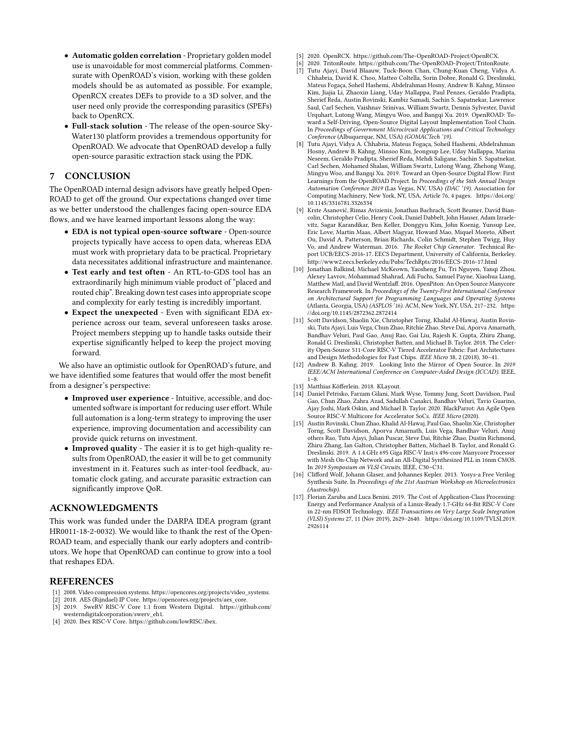- **Automatic golden correlation** - Proprietary golden model use is unavoidable for most commercial platforms. Commensurate with OpenROAD's vision, working with these golden models should be as automated as possible. For example, OpenRCX creates DEFs to provide to a 3D solver, and the user need only provide the corresponding parasitics (SPEFs) back to OpenRCX.
- **Full-stack solution** - The release of the open-source SkyWater130 platform provides a tremendous opportunity for OpenROAD. We advocate that OpenROAD develop a fully open-source parasitic extraction stack using the PDK.

## 7 CONCLUSION

The OpenROAD internal design advisors have greatly helped OpenROAD to get off the ground. Our expectations changed over time as we better understood the challenges facing open-source EDA flows, and we have learned important lessons along the way:

- **EDA is not typical open-source software** - Open-source projects typically have access to open data, whereas EDA must work with proprietary data to be practical. Proprietary data necessitates additional infrastructure and maintenance.
- **Test early and test often** - An RTL-to-GDS tool has an extraordinarily high minimum viable product of "placed and routed chip". Breaking down test cases into appropriate scope and complexity for early testing is incredibly important.
- **Expect the unexpected** - Even with significant EDA experience across our team, several unforeseen tasks arose. Project members stepping up to handle tasks outside their expertise significantly helped to keep the project moving forward.

We also have an optimistic outlook for OpenROAD's future, and we have identified some features that would offer the most benefit from a designer's perspective:

- **Improved user experience** - Intuitive, accessible, and documented software is important for reducing user effort. While full automation is a long-term strategy to improving the user experience, improving documentation and accessibility can provide quick returns on investment.
- **Improved quality** - The easier it is to get high-quality results from OpenROAD, the easier it will be to get community investment in it. Features such as inter-tool feedback, automatic clock gating, and accurate parasitic extraction can significantly improve QoR.

## ACKNOWLEDGMENTS

This work was funded under the DARPA IDEA program (grant HR0011-18-2-0032). We would like to thank the rest of the OpenROAD team, and especially thank our early adopters and contributors. We hope that OpenROAD can continue to grow into a tool that reshapes EDA.

## REFERENCES

[1] 2008. Video compression systems. https://opencores.org/projects/video_systems.

[2] 2018. AES (Rijndael) IP Core. https://opencores.org/projects/aes_core.

[3] 2019. SweRV RISC-V Core 1.1 from Western Digital. https://github.com/westerndigitalcorporation/swerv_eh1.

[4] 2020. Ibex RISC-V Core. https://github.com/lowRISC/ibex.

[5] 2020. OpenRCX. https://github.com/The-OpenROAD-Project/OpenRCX.

[6] 2020. TritonRoute. https://github.com/The-OpenROAD-Project/TritonRoute.

[7] Tutu Ajayi, David Blaauw, Tuck-Boon Chan, Chung-Kuan Cheng, Vidya A. Chhabria, David K. Choo, Matteo Coltella, Sorin Dobre, Ronald G. Dreslinski, Mateus Fogaça, Soheil Hashemi, Abdelrahman Hosny, Andrew B. Kahng, Minsoo Kim, Jiajia Li, Zhaoxin Liang, Uday Mallappa, Paul Penzes, Geraldo Pradipta, Sherief Reda, Austin Rovinski, Kambiz Samadi, Sachin S. Sapatnekar, Lawrence Saul, Carl Sechen, Vaishnav Srinivas, William Swartz, Dennis Sylvester, David Urquhart, Lutong Wang, Mingyu Woo, and Bangqi Xu. 2019. OpenROAD: Toward a Self-Driving, Open-Source Digital Layout Implementation Tool Chain. In *Proceedings of Government Microcircuit Applications and Critical Technology Conference* (Albuquerque, NM, USA) *(GOMACTech '19)*.

[8] Tutu Ajayi, Vidya A. Chhabria, Mateus Fogaça, Soheil Hashemi, Abdelrahman Hosny, Andrew B. Kahng, Minsoo Kim, Jeongsup Lee, Uday Mallappa, Marina Neseem, Geraldo Pradipta, Sherief Reda, Mehdi Saligane, Sachin S. Sapatnekar, Carl Sechen, Mohamed Shalan, William Swartz, Lutong Wang, Zhehong Wang, Mingyu Woo, and Bangqi Xu. 2019. Toward an Open-Source Digital Flow: First Learnings from the OpenROAD Project. In *Proceedings of the 56th Annual Design Automation Conference 2019* (Las Vegas, NV, USA) *(DAC '19)*. Association for Computing Machinery, New York, NY, USA, Article 76, 4 pages. https://doi.org/10.1145/3316781.3326334

[9] Krste Asanović, Rimas Avizienis, Jonathan Bachrach, Scott Beamer, David Biancolin, Christopher Celio, Henry Cook, Daniel Dabbelt, John Hauser, Adam Izraelevitz, Sagar Karandikar, Ben Keller, Donggyu Kim, John Koenig, Yunsup Lee, Eric Love, Martin Maas, Albert Magyar, Howard Mao, Miquel Moreto, Albert Ou, David A. Patterson, Brian Richards, Colin Schmidt, Stephen Twigg, Huy Vo, and Andrew Waterman. 2016. *The Rocket Chip Generator*. Technical Report UCB/EECS-2016-17. EECS Department, University of California, Berkeley. http://www2.eecs.berkeley.edu/Pubs/TechRpts/2016/EECS-2016-17.html

[10] Jonathan Balkind, Michael McKeown, Yaosheng Fu, Tri Nguyen, Yanqi Zhou, Alexey Lavrov, Mohammad Shahrad, Adi Fuchs, Samuel Payne, Xiaohua Liang, Matthew Matl, and David Wentzlaff. 2016. OpenPiton: An Open Source Manycore Research Framework. In *Proceedings of the Twenty-First International Conference on Architectural Support for Programming Languages and Operating Systems* (Atlanta, Georgia, USA) *(ASPLOS '16)*. ACM, New York, NY, USA, 217–232. https://doi.org/10.1145/2872362.2872414

[11] Scott Davidson, Shaolin Xie, Christopher Torng, Khalid Al-Hawaj, Austin Rovinski, Tutu Ajayi, Luis Vega, Chun Zhao, Ritchie Zhao, Steve Dai, Aporva Amarnath, Bandhav Veluri, Paul Gao, Anuj Rao, Gai Liu, Rajesh K. Gupta, Zhiru Zhang, Ronald G. Dreslinski, Christopher Batten, and Michael B. Taylor. 2018. The Celerity Open-Source 511-Core RISC-V Tiered Accelerator Fabric: Fast Architectures and Design Methodologies for Fast Chips. *IEEE Micro* 38, 2 (2018), 30–41.

[12] Andrew B. Kahng. 2019. Looking Into the Mirror of Open Source. In *2019 IEEE/ACM International Conference on Computer-Aided Design (ICCAD)*. IEEE, 1–8.

[13] Matthias Köfferlein. 2018. KLayout.

[14] Daniel Petrisko, Farzam Gilani, Mark Wyse, Tommy Jung, Scott Davidson, Paul Gao, Chun Zhao, Zahra Azad, Sadullah Canakci, Bandhav Veluri, Tavio Guarino, Ajay Joshi, Mark Oskin, and Michael B. Taylor. 2020. BlackParrot: An Agile Open Source RISC-V Multicore for Accelerator SoCs. *IEEE Micro* (2020).

[15] Austin Rovinski, Chun Zhao, Khalid Al-Hawaj, Paul Gao, Shaolin Xie, Christopher Torng, Scott Davidson, Aporva Amarnath, Luis Vega, Bandhav Veluri, Anuj others Rao, Tutu Ajayi, Julian Puscar, Steve Dai, Ritchie Zhao, Dustin Richmond, Zhiru Zhang, Ian Galton, Christopher Batten, Michael B. Taylor, and Ronald G. Dreslinski. 2019. A 1.4 GHz 695 Giga RISC-V Inst/s 496-core Manycore Processor with Mesh On-Chip Network and an All-Digital Synthesized PLL in 16nm CMOS. In *2019 Symposium on VLSI Circuits*. IEEE, C30–C31.

[16] Clifford Wolf, Johann Glaser, and Johannes Kepler. 2013. Yosys-a Free Verilog Synthesis Suite. In *Proceedings of the 21st Austrian Workshop on Microelectronics (Austrochip)*.

[17] Florian Zaruba and Luca Benini. 2019. The Cost of Application-Class Processing: Energy and Performance Analysis of a Linux-Ready 1.7-GHz 64-Bit RISC-V Core in 22-nm FDSOI Technology. *IEEE Transactions on Very Large Scale Integration (VLSI) Systems* 27, 11 (Nov 2019), 2629–2640. https://doi.org/10.1109/TVLSI.2019.2926114